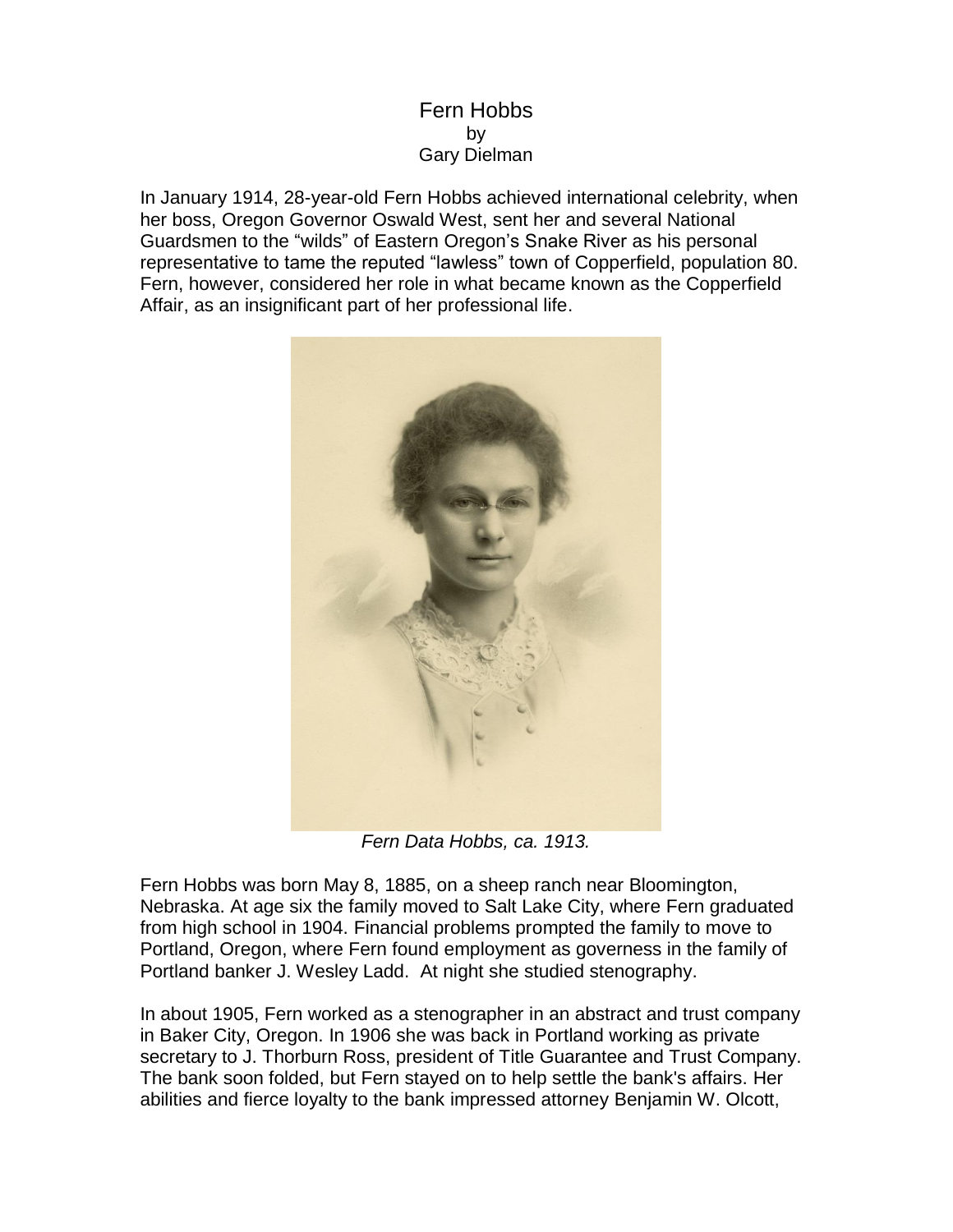# Fern Hobbs

by

Gary Dielman

In January 1914, 28-year-old Fern Hobbs achieved international celebrity, when her boss, Oregon Governor Oswald West, sent her and several National Guardsmen to the "wilds" of Eastern Oregon's Snake River as his personal representative to tame the reputed "lawless" town of Copperfield, population 80. Fern, however, considered her role in what became known as the Copperfield Affair, as an insignificant part of her professional life.

*Fern Data Hobbs, ca. 1913.*

Fern Hobbs was born May 8, 1885, on a sheep ranch near Bloomington, Nebraska. At age six the family moved to Salt Lake City, where Fern graduated from high school in 1904. Financial problems prompted the family to move to Portland, Oregon, where Fern found employment as governess in the family of Portland banker J. Wesley Ladd. At night she studied stenography.

In about 1905, Fern worked as a stenographer in an abstract and trust company in Baker City, Oregon. In 1906 she was back in Portland working as private secretary to J. Thorburn Ross, president of Title Guarantee and Trust Company. The bank soon folded, but Fern stayed on to help settle the bank's affairs. Her abilities and fierce loyalty to the bank impressed attorney Benjamin W. Olcott,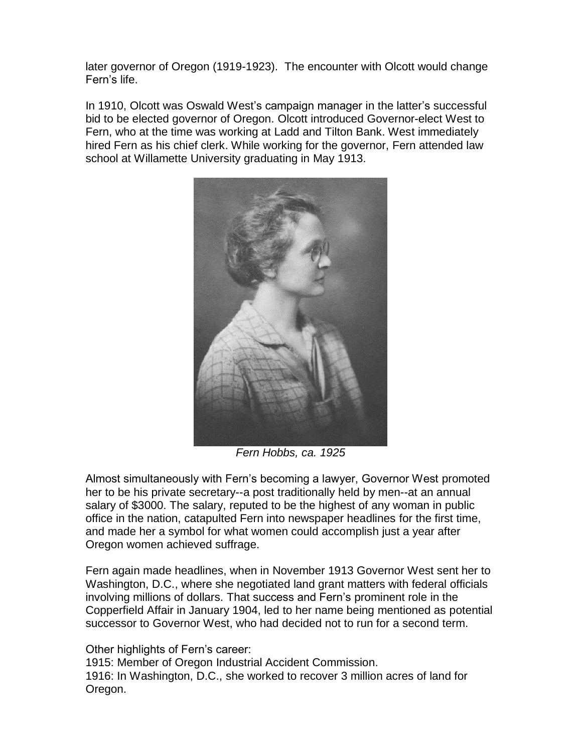later governor of Oregon (1919-1923). The encounter with Olcott would change Fern's life.

In 1910, Olcott was Oswald West's campaign manager in the latter's successful bid to be elected governor of Oregon. Olcott introduced Governor-elect West to Fern, who at the time was working at Ladd and Tilton Bank. West immediately hired Fern as his chief clerk. While working for the governor, Fern attended law school at Willamette University graduating in May 1913.

*Fern Hobbs, ca. 1925*

Almost simultaneously with Fern's becoming a lawyer, Governor West promoted her to be his private secretary--a post traditionally held by men--at an annual salary of $3000. The salary, reputed to be the highest of any woman in public office in the nation, catapulted Fern into newspaper headlines for the first time, and made her a symbol for what women could accomplish just a year after Oregon women achieved suffrage.

Fern again made headlines, when in November 1913 Governor West sent her to Washington, D.C., where she negotiated land grant matters with federal officials involving millions of dollars. That success and Fern's prominent role in the Copperfield Affair in January 1904, led to her name being mentioned as potential successor to Governor West, who had decided not to run for a second term.

Other highlights of Fern's career:
1915: Member of Oregon Industrial Accident Commission.
1916: In Washington, D.C., she worked to recover 3 million acres of land for Oregon.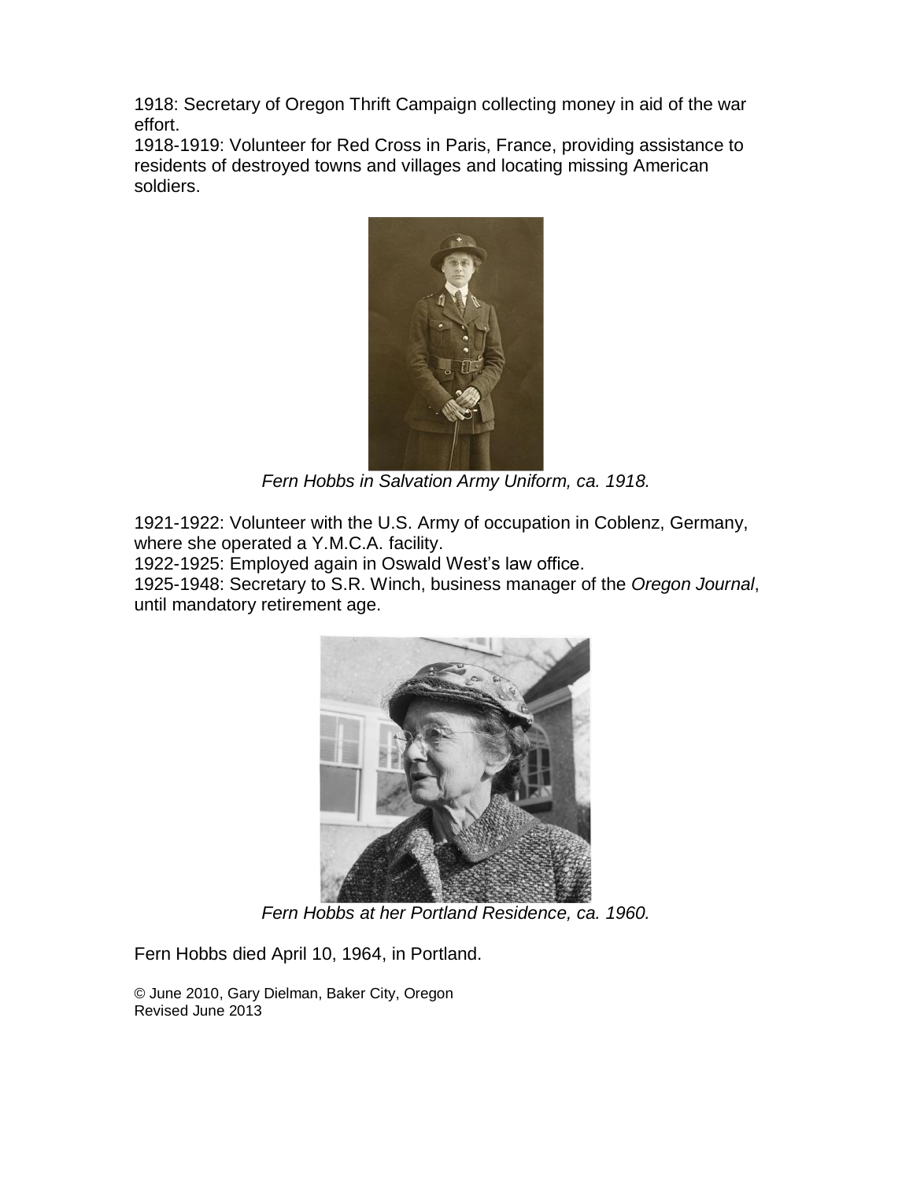1918: Secretary of Oregon Thrift Campaign collecting money in aid of the war effort.
1918-1919: Volunteer for Red Cross in Paris, France, providing assistance to residents of destroyed towns and villages and locating missing American soldiers.

*Fern Hobbs in Salvation Army Uniform, ca. 1918.*

1921-1922: Volunteer with the U.S. Army of occupation in Coblenz, Germany, where she operated a Y.M.C.A. facility.
1922-1925: Employed again in Oswald West's law office.
1925-1948: Secretary to S.R. Winch, business manager of the *Oregon Journal*, until mandatory retirement age.

*Fern Hobbs at her Portland Residence, ca. 1960.*

Fern Hobbs died April 10, 1964, in Portland.

© June 2010, Gary Dielman, Baker City, Oregon
Revised June 2013